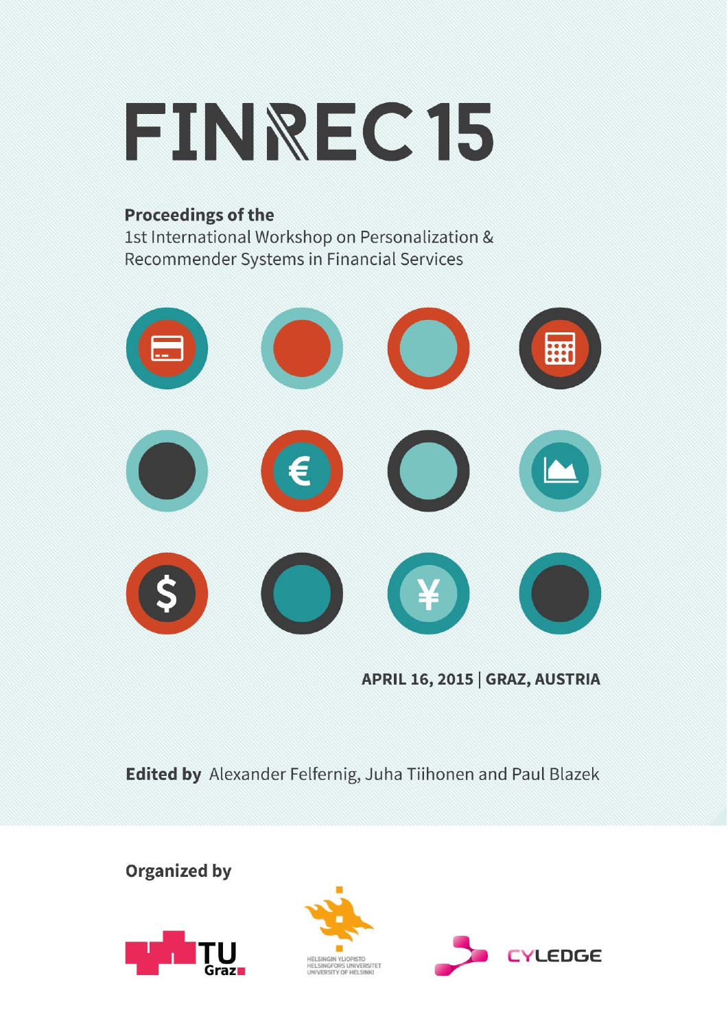# FINREC 15

**Proceedings of the**
1st International Workshop on Personalization & Recommender Systems in Financial Services

**APRIL 16, 2015 | GRAZ, AUSTRIA**

**Edited by** Alexander Felfernig, Juha Tiihonen and Paul Blazek

**Organized by**

TU Graz

HELSINGIN YLIOPISTO
HELSINGFORS UNIVERSITET
UNIVERSITY OF HELSINKI

CYLEDGE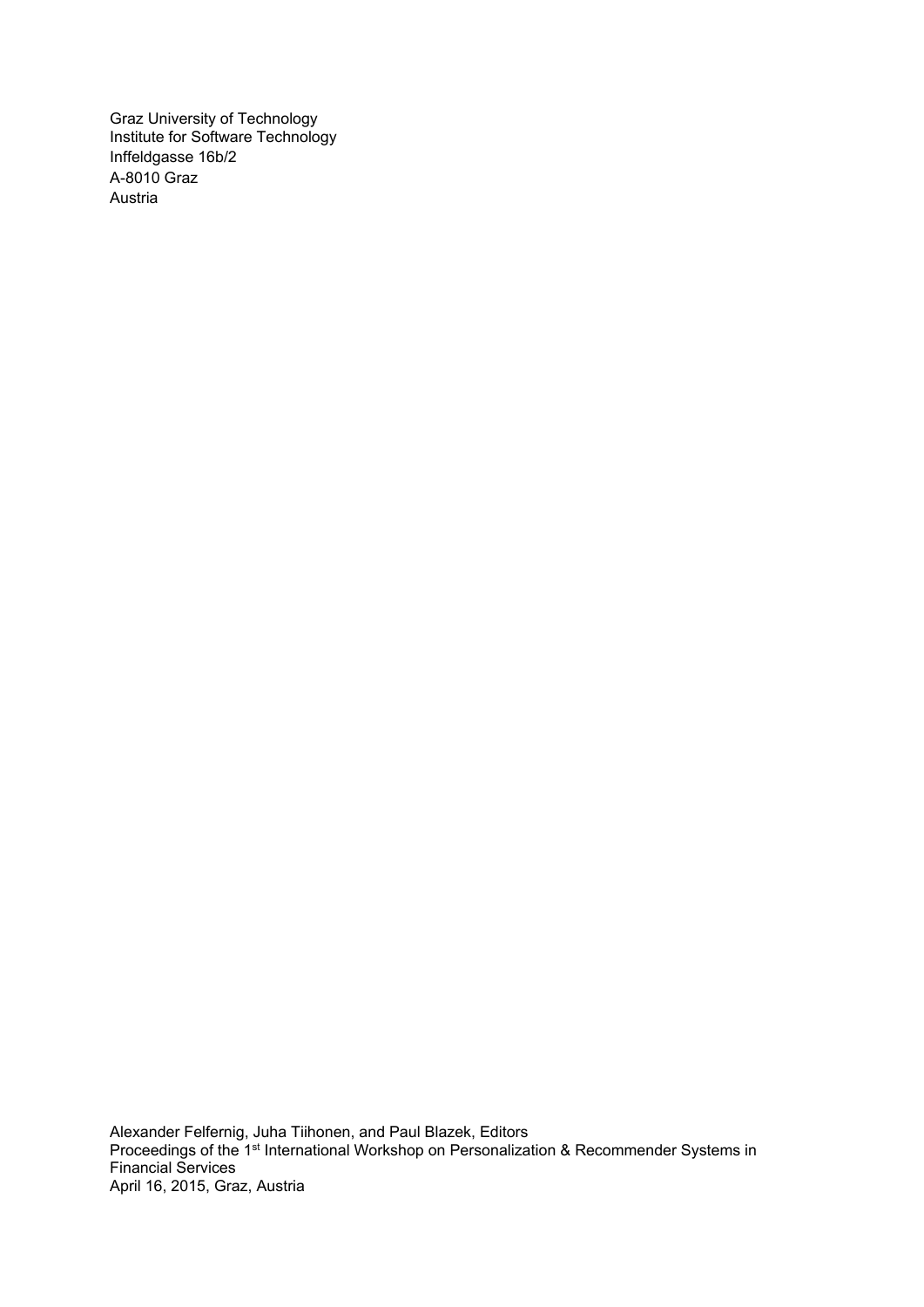Graz University of Technology
Institute for Software Technology
Inffeldgasse 16b/2
A-8010 Graz
Austria

Alexander Felfernig, Juha Tiihonen, and Paul Blazek, Editors
Proceedings of the 1st International Workshop on Personalization & Recommender Systems in Financial Services
April 16, 2015, Graz, Austria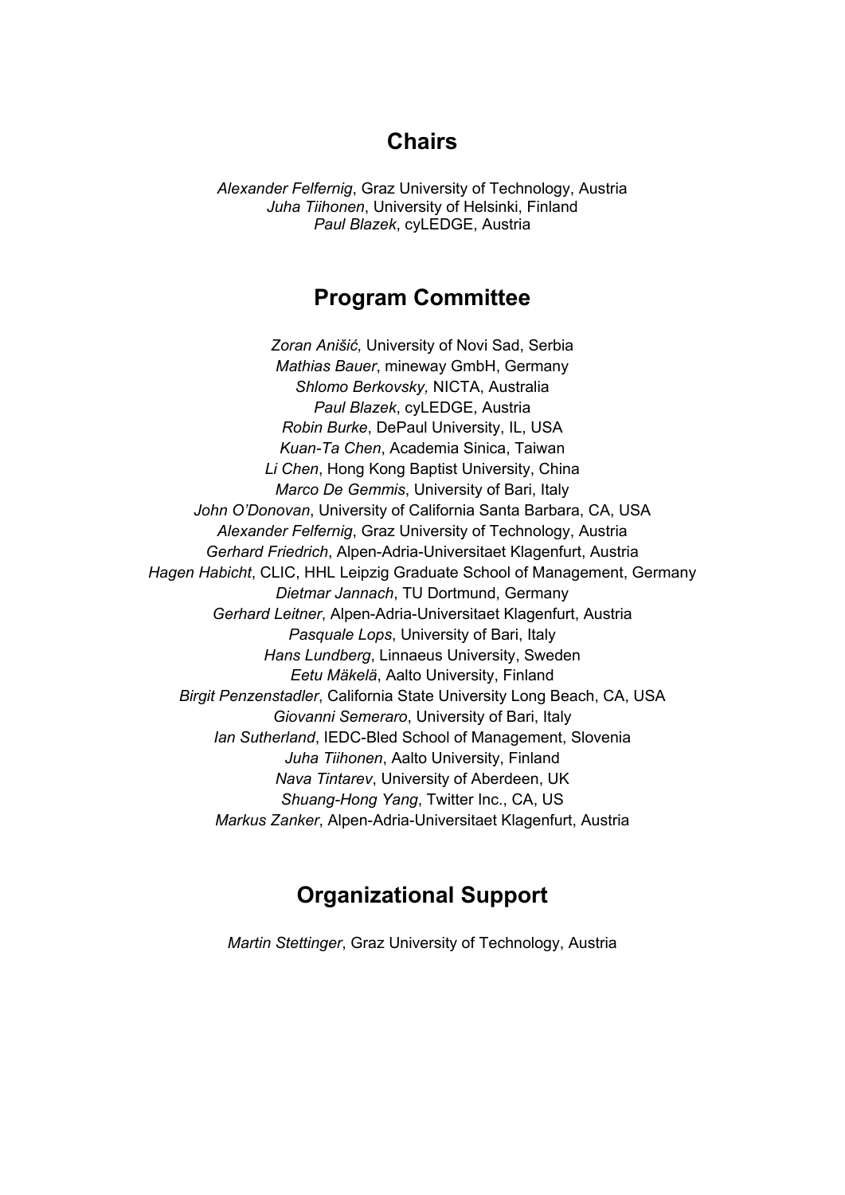## Chairs

*Alexander Felfernig*, Graz University of Technology, Austria
*Juha Tiihonen*, University of Helsinki, Finland
*Paul Blazek*, cyLEDGE, Austria

## Program Committee

*Zoran Anišić,* University of Novi Sad, Serbia
*Mathias Bauer*, mineway GmbH, Germany
*Shlomo Berkovsky,* NICTA, Australia
*Paul Blazek*, cyLEDGE, Austria
*Robin Burke*, DePaul University, IL, USA
*Kuan-Ta Chen*, Academia Sinica, Taiwan
*Li Chen*, Hong Kong Baptist University, China
*Marco De Gemmis*, University of Bari, Italy
*John O'Donovan*, University of California Santa Barbara, CA, USA
*Alexander Felfernig*, Graz University of Technology, Austria
*Gerhard Friedrich*, Alpen-Adria-Universitaet Klagenfurt, Austria
*Hagen Habicht*, CLIC, HHL Leipzig Graduate School of Management, Germany
*Dietmar Jannach*, TU Dortmund, Germany
*Gerhard Leitner*, Alpen-Adria-Universitaet Klagenfurt, Austria
*Pasquale Lops*, University of Bari, Italy
*Hans Lundberg*, Linnaeus University, Sweden
*Eetu Mäkelä*, Aalto University, Finland
*Birgit Penzenstadler*, California State University Long Beach, CA, USA
*Giovanni Semeraro*, University of Bari, Italy
*Ian Sutherland*, IEDC-Bled School of Management, Slovenia
*Juha Tiihonen*, Aalto University, Finland
*Nava Tintarev*, University of Aberdeen, UK
*Shuang-Hong Yang*, Twitter Inc., CA, US
*Markus Zanker*, Alpen-Adria-Universitaet Klagenfurt, Austria

## Organizational Support

*Martin Stettinger*, Graz University of Technology, Austria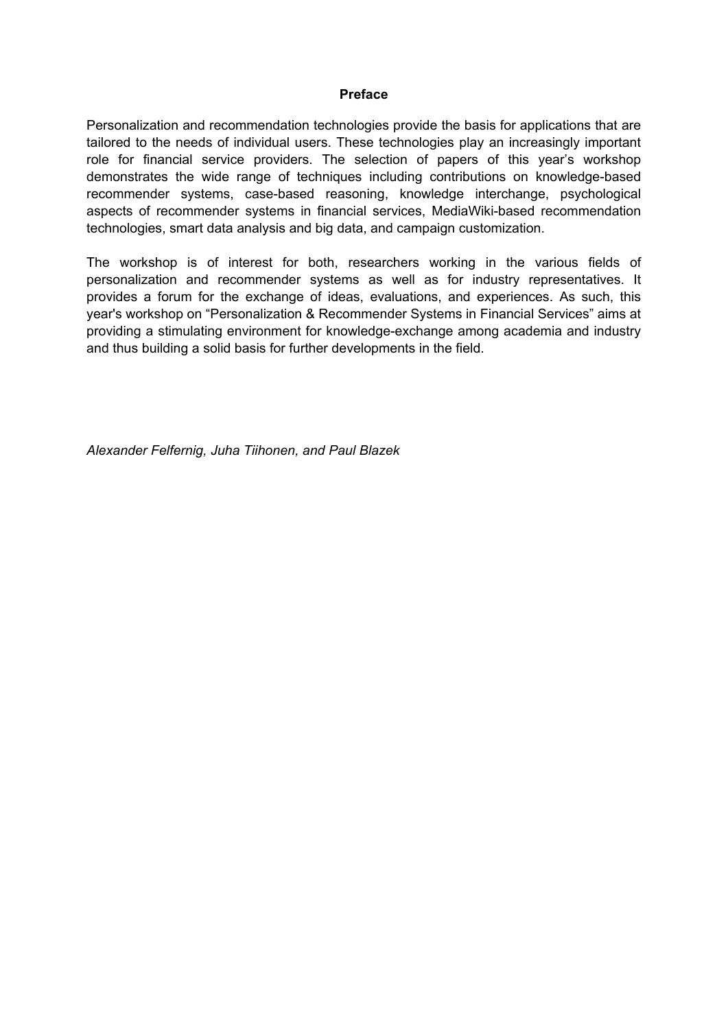# Preface

Personalization and recommendation technologies provide the basis for applications that are tailored to the needs of individual users. These technologies play an increasingly important role for financial service providers. The selection of papers of this year's workshop demonstrates the wide range of techniques including contributions on knowledge-based recommender systems, case-based reasoning, knowledge interchange, psychological aspects of recommender systems in financial services, MediaWiki-based recommendation technologies, smart data analysis and big data, and campaign customization.

The workshop is of interest for both, researchers working in the various fields of personalization and recommender systems as well as for industry representatives. It provides a forum for the exchange of ideas, evaluations, and experiences. As such, this year's workshop on "Personalization & Recommender Systems in Financial Services" aims at providing a stimulating environment for knowledge-exchange among academia and industry and thus building a solid basis for further developments in the field.

*Alexander Felfernig, Juha Tiihonen, and Paul Blazek*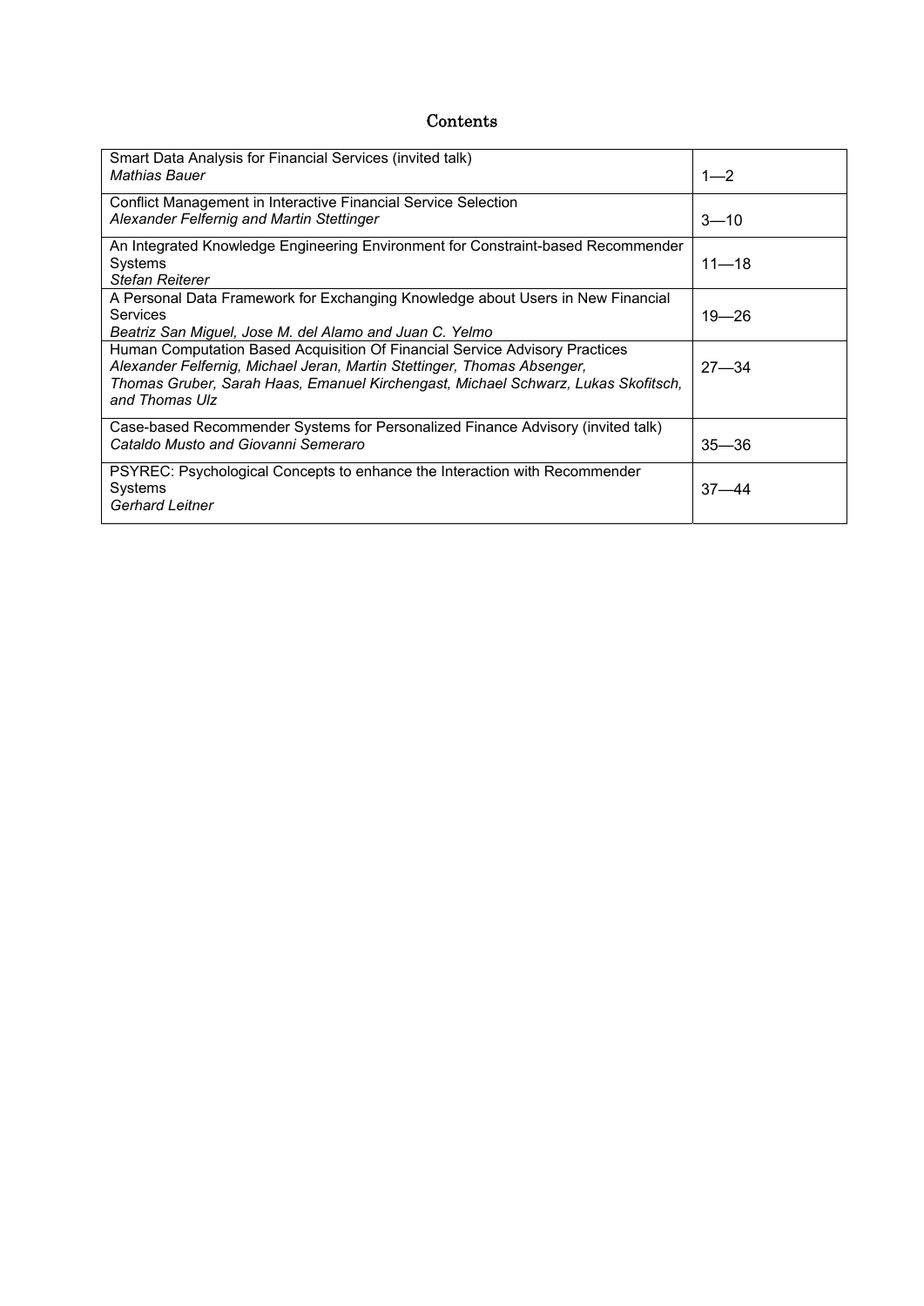# Contents

| | |
|---|---|
| Smart Data Analysis for Financial Services (invited talk)<br>*Mathias Bauer* | 1—2 |
| Conflict Management in Interactive Financial Service Selection<br>*Alexander Felfernig and Martin Stettinger* | 3—10 |
| An Integrated Knowledge Engineering Environment for Constraint-based Recommender Systems<br>*Stefan Reiterer* | 11—18 |
| A Personal Data Framework for Exchanging Knowledge about Users in New Financial Services<br>*Beatriz San Miguel, Jose M. del Alamo and Juan C. Yelmo* | 19—26 |
| Human Computation Based Acquisition Of Financial Service Advisory Practices<br>*Alexander Felfernig, Michael Jeran, Martin Stettinger, Thomas Absenger, Thomas Gruber, Sarah Haas, Emanuel Kirchengast, Michael Schwarz, Lukas Skofitsch, and Thomas Ulz* | 27—34 |
| Case-based Recommender Systems for Personalized Finance Advisory (invited talk)<br>*Cataldo Musto and Giovanni Semeraro* | 35—36 |
| PSYREC: Psychological Concepts to enhance the Interaction with Recommender Systems<br>*Gerhard Leitner* | 37—44 |